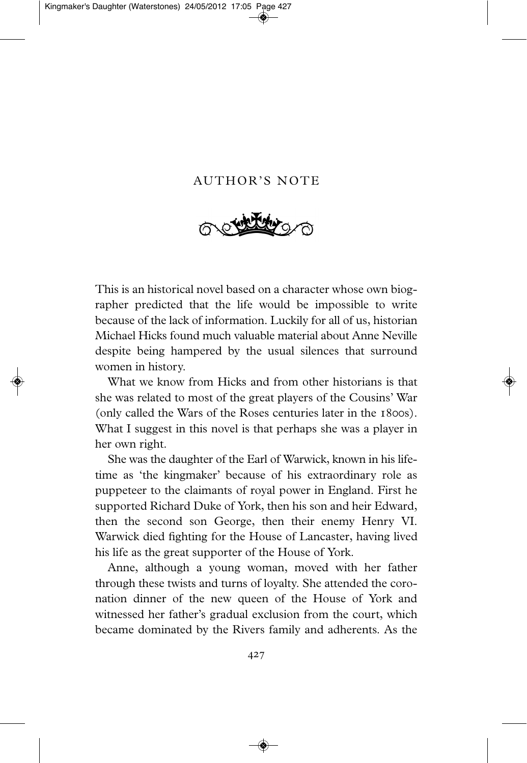# AUTHOR'S NOTE

This is an historical novel based on a character whose own biographer predicted that the life would be impossible to write because of the lack of information. Luckily for all of us, historian Michael Hicks found much valuable material about Anne Neville despite being hampered by the usual silences that surround women in history.

What we know from Hicks and from other historians is that she was related to most of the great players of the Cousins' War (only called the Wars of the Roses centuries later in the 1800s). What I suggest in this novel is that perhaps she was a player in her own right.

She was the daughter of the Earl of Warwick, known in his lifetime as 'the kingmaker' because of his extraordinary role as puppeteer to the claimants of royal power in England. First he supported Richard Duke of York, then his son and heir Edward, then the second son George, then their enemy Henry VI. Warwick died fighting for the House of Lancaster, having lived his life as the great supporter of the House of York.

Anne, although a young woman, moved with her father through these twists and turns of loyalty. She attended the coronation dinner of the new queen of the House of York and witnessed her father's gradual exclusion from the court, which became dominated by the Rivers family and adherents. As the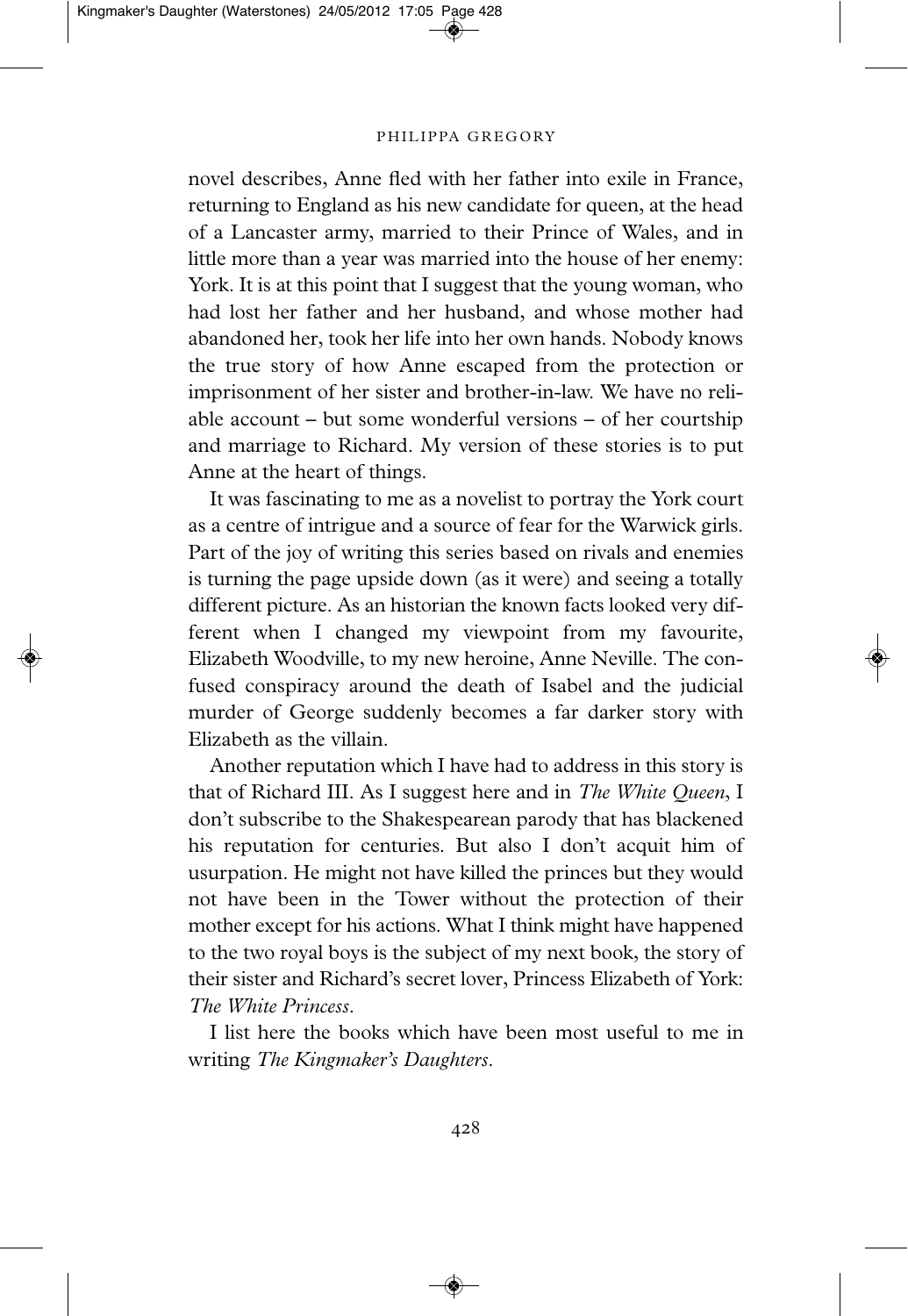novel describes, Anne fled with her father into exile in France, returning to England as his new candidate for queen, at the head of a Lancaster army, married to their Prince of Wales, and in little more than a year was married into the house of her enemy: York. It is at this point that I suggest that the young woman, who had lost her father and her husband, and whose mother had abandoned her, took her life into her own hands. Nobody knows the true story of how Anne escaped from the protection or imprisonment of her sister and brother-in-law. We have no reliable account – but some wonderful versions – of her courtship and marriage to Richard. My version of these stories is to put Anne at the heart of things.

It was fascinating to me as a novelist to portray the York court as a centre of intrigue and a source of fear for the Warwick girls. Part of the joy of writing this series based on rivals and enemies is turning the page upside down (as it were) and seeing a totally different picture. As an historian the known facts looked very different when I changed my viewpoint from my favourite, Elizabeth Woodville, to my new heroine, Anne Neville. The confused conspiracy around the death of Isabel and the judicial murder of George suddenly becomes a far darker story with Elizabeth as the villain.

Another reputation which I have had to address in this story is that of Richard III. As I suggest here and in *The White Queen*, I don't subscribe to the Shakespearean parody that has blackened his reputation for centuries. But also I don't acquit him of usurpation. He might not have killed the princes but they would not have been in the Tower without the protection of their mother except for his actions. What I think might have happened to the two royal boys is the subject of my next book, the story of their sister and Richard's secret lover, Princess Elizabeth of York: *The White Princess*.

I list here the books which have been most useful to me in writing *The Kingmaker's Daughters*.